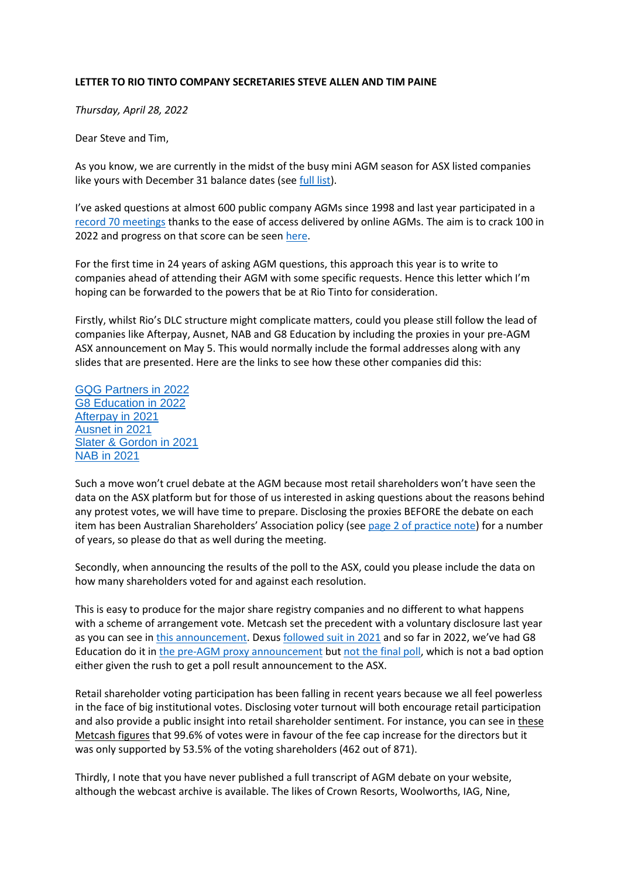**LETTER TO RIO TINTO COMPANY SECRETARIES STEVE ALLEN AND TIM PAINE**

*Thursday, April 28, 2022*

Dear Steve and Tim,

As you know, we are currently in the midst of the busy mini AGM season for ASX listed companies like yours with December 31 balance dates (see full list).

I've asked questions at almost 600 public company AGMs since 1998 and last year participated in a record 70 meetings thanks to the ease of access delivered by online AGMs. The aim is to crack 100 in 2022 and progress on that score can be seen here.

For the first time in 24 years of asking AGM questions, this approach this year is to write to companies ahead of attending their AGM with some specific requests. Hence this letter which I'm hoping can be forwarded to the powers that be at Rio Tinto for consideration.

Firstly, whilst Rio's DLC structure might complicate matters, could you please still follow the lead of companies like Afterpay, Ausnet, NAB and G8 Education by including the proxies in your pre-AGM ASX announcement on May 5. This would normally include the formal addresses along with any slides that are presented. Here are the links to see how these other companies did this:

GQG Partners in 2022
G8 Education in 2022
Afterpay in 2021
Ausnet in 2021
Slater & Gordon in 2021
NAB in 2021

Such a move won't cruel debate at the AGM because most retail shareholders won't have seen the data on the ASX platform but for those of us interested in asking questions about the reasons behind any protest votes, we will have time to prepare. Disclosing the proxies BEFORE the debate on each item has been Australian Shareholders' Association policy (see page 2 of practice note) for a number of years, so please do that as well during the meeting.

Secondly, when announcing the results of the poll to the ASX, could you please include the data on how many shareholders voted for and against each resolution.

This is easy to produce for the major share registry companies and no different to what happens with a scheme of arrangement vote. Metcash set the precedent with a voluntary disclosure last year as you can see in this announcement. Dexus followed suit in 2021 and so far in 2022, we've had G8 Education do it in the pre-AGM proxy announcement but not the final poll, which is not a bad option either given the rush to get a poll result announcement to the ASX.

Retail shareholder voting participation has been falling in recent years because we all feel powerless in the face of big institutional votes. Disclosing voter turnout will both encourage retail participation and also provide a public insight into retail shareholder sentiment. For instance, you can see in these Metcash figures that 99.6% of votes were in favour of the fee cap increase for the directors but it was only supported by 53.5% of the voting shareholders (462 out of 871).

Thirdly, I note that you have never published a full transcript of AGM debate on your website, although the webcast archive is available. The likes of Crown Resorts, Woolworths, IAG, Nine,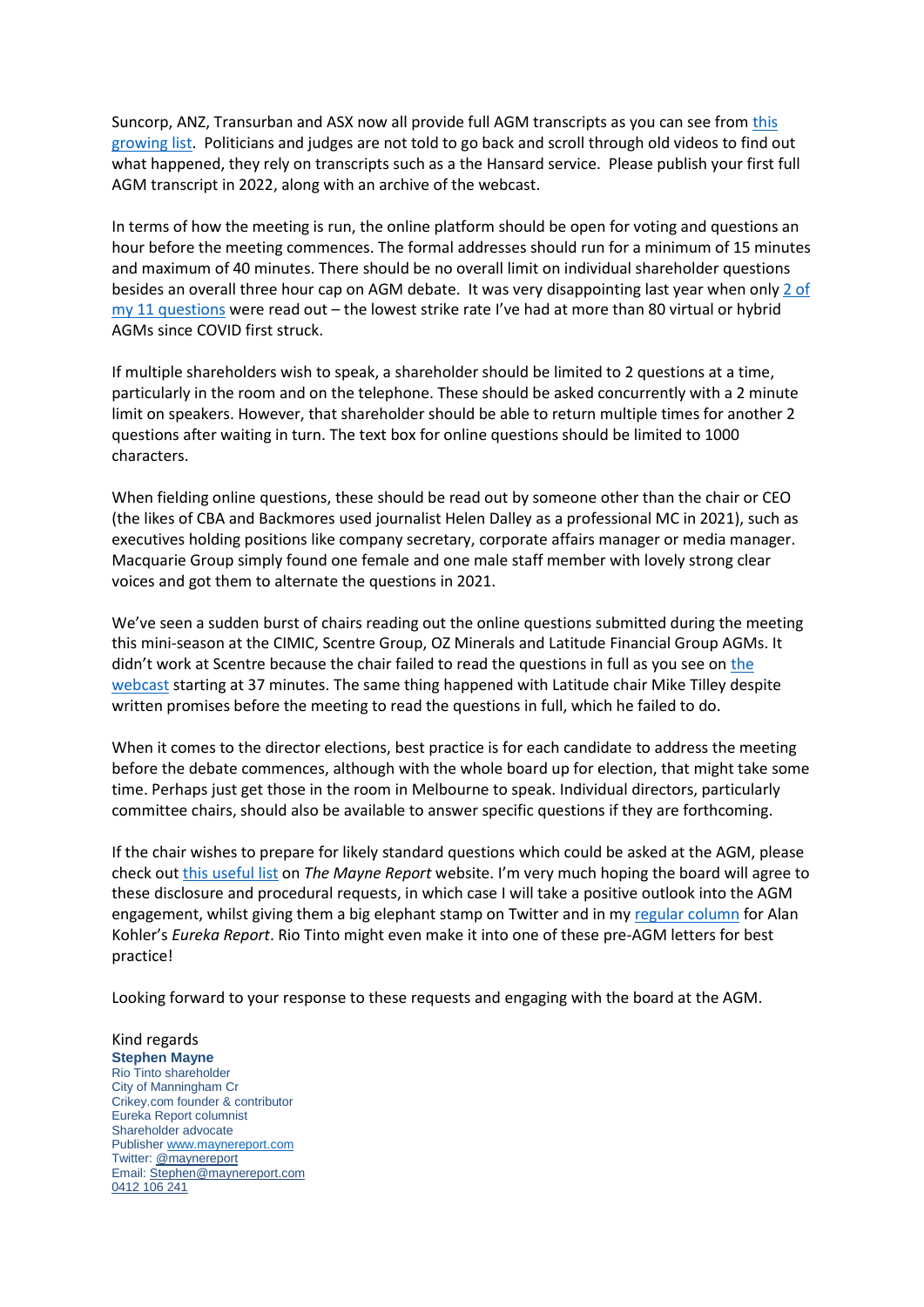Suncorp, ANZ, Transurban and ASX now all provide full AGM transcripts as you can see from this growing list. Politicians and judges are not told to go back and scroll through old videos to find out what happened, they rely on transcripts such as a the Hansard service. Please publish your first full AGM transcript in 2022, along with an archive of the webcast.

In terms of how the meeting is run, the online platform should be open for voting and questions an hour before the meeting commences. The formal addresses should run for a minimum of 15 minutes and maximum of 40 minutes. There should be no overall limit on individual shareholder questions besides an overall three hour cap on AGM debate. It was very disappointing last year when only 2 of my 11 questions were read out – the lowest strike rate I've had at more than 80 virtual or hybrid AGMs since COVID first struck.

If multiple shareholders wish to speak, a shareholder should be limited to 2 questions at a time, particularly in the room and on the telephone. These should be asked concurrently with a 2 minute limit on speakers. However, that shareholder should be able to return multiple times for another 2 questions after waiting in turn. The text box for online questions should be limited to 1000 characters.

When fielding online questions, these should be read out by someone other than the chair or CEO (the likes of CBA and Backmores used journalist Helen Dalley as a professional MC in 2021), such as executives holding positions like company secretary, corporate affairs manager or media manager. Macquarie Group simply found one female and one male staff member with lovely strong clear voices and got them to alternate the questions in 2021.

We've seen a sudden burst of chairs reading out the online questions submitted during the meeting this mini-season at the CIMIC, Scentre Group, OZ Minerals and Latitude Financial Group AGMs. It didn't work at Scentre because the chair failed to read the questions in full as you see on the webcast starting at 37 minutes. The same thing happened with Latitude chair Mike Tilley despite written promises before the meeting to read the questions in full, which he failed to do.

When it comes to the director elections, best practice is for each candidate to address the meeting before the debate commences, although with the whole board up for election, that might take some time. Perhaps just get those in the room in Melbourne to speak. Individual directors, particularly committee chairs, should also be available to answer specific questions if they are forthcoming.

If the chair wishes to prepare for likely standard questions which could be asked at the AGM, please check out this useful list on *The Mayne Report* website. I'm very much hoping the board will agree to these disclosure and procedural requests, in which case I will take a positive outlook into the AGM engagement, whilst giving them a big elephant stamp on Twitter and in my regular column for Alan Kohler's *Eureka Report*. Rio Tinto might even make it into one of these pre-AGM letters for best practice!

Looking forward to your response to these requests and engaging with the board at the AGM.

Kind regards
**Stephen Mayne**
Rio Tinto shareholder
City of Manningham Cr
Crikey.com founder & contributor
Eureka Report columnist
Shareholder advocate
Publisher www.maynereport.com
Twitter: @maynereport
Email: Stephen@maynereport.com
0412 106 241